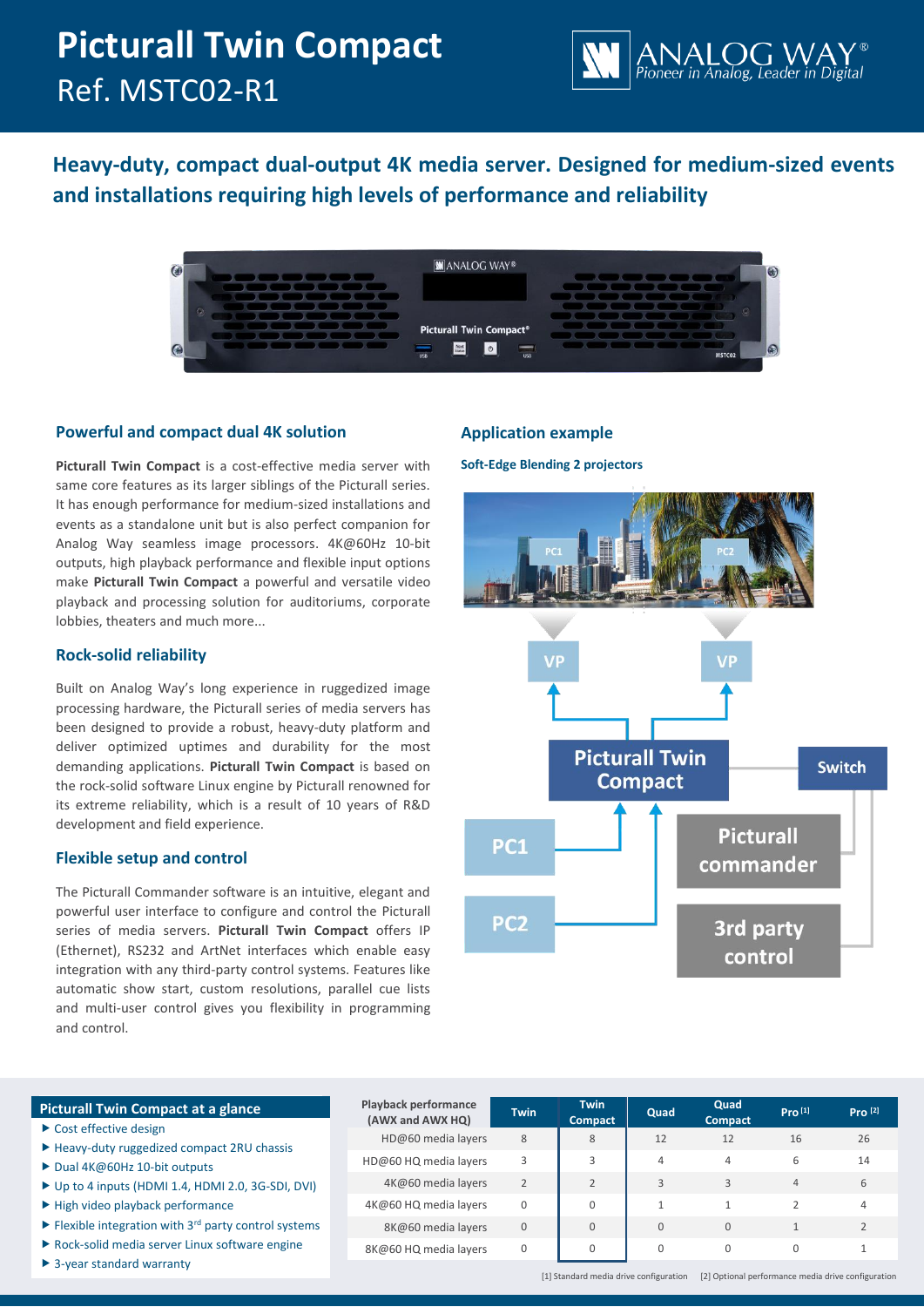# Picturall Twin Compact

Ref. MSTC02-R1

## Heavy-duty, compact dual-output 4K media server. Designed for medium-sized events and installations requiring high levels of performance and reliability

### Powerful and compact dual 4K solution

**Picturall Twin Compact** is a cost-effective media server with same core features as its larger siblings of the Picturall series. It has enough performance for medium-sized installations and events as a standalone unit but is also perfect companion for Analog Way seamless image processors. 4K@60Hz 10-bit outputs, high playback performance and flexible input options make **Picturall Twin Compact** a powerful and versatile video playback and processing solution for auditoriums, corporate lobbies, theaters and much more...

### Rock-solid reliability

Built on Analog Way's long experience in ruggedized image processing hardware, the Picturall series of media servers has been designed to provide a robust, heavy-duty platform and deliver optimized uptimes and durability for the most demanding applications. **Picturall Twin Compact** is based on the rock-solid software Linux engine by Picturall renowned for its extreme reliability, which is a result of 10 years of R&D development and field experience.

### Flexible setup and control

The Picturall Commander software is an intuitive, elegant and powerful user interface to configure and control the Picturall series of media servers. **Picturall Twin Compact** offers IP (Ethernet), RS232 and ArtNet interfaces which enable easy integration with any third-party control systems. Features like automatic show start, custom resolutions, parallel cue lists and multi-user control gives you flexibility in programming and control.

### Application example

**Soft-Edge Blending 2 projectors**

### Picturall Twin Compact at a glance

- Cost effective design
- Heavy-duty ruggedized compact 2RU chassis
- Dual 4K@60Hz 10-bit outputs
- Up to 4 inputs (HDMI 1.4, HDMI 2.0, 3G-SDI, DVI)
- High video playback performance
- Flexible integration with 3rd party control systems
- Rock-solid media server Linux software engine
- 3-year standard warranty

| Playback performance (AWX and AWX HQ) | Twin | Twin Compact | Quad | Quad Compact | Pro [1] | Pro [2] |
|---|---|---|---|---|---|---|
| HD@60 media layers | 8 | 8 | 12 | 12 | 16 | 26 |
| HD@60 HQ media layers | 3 | 3 | 4 | 4 | 6 | 14 |
| 4K@60 media layers | 2 | 2 | 3 | 3 | 4 | 6 |
| 4K@60 HQ media layers | 0 | 0 | 1 | 1 | 2 | 4 |
| 8K@60 media layers | 0 | 0 | 0 | 0 | 1 | 2 |
| 8K@60 HQ media layers | 0 | 0 | 0 | 0 | 0 | 1 |

[1] Standard media drive configuration [2] Optional performance media drive configuration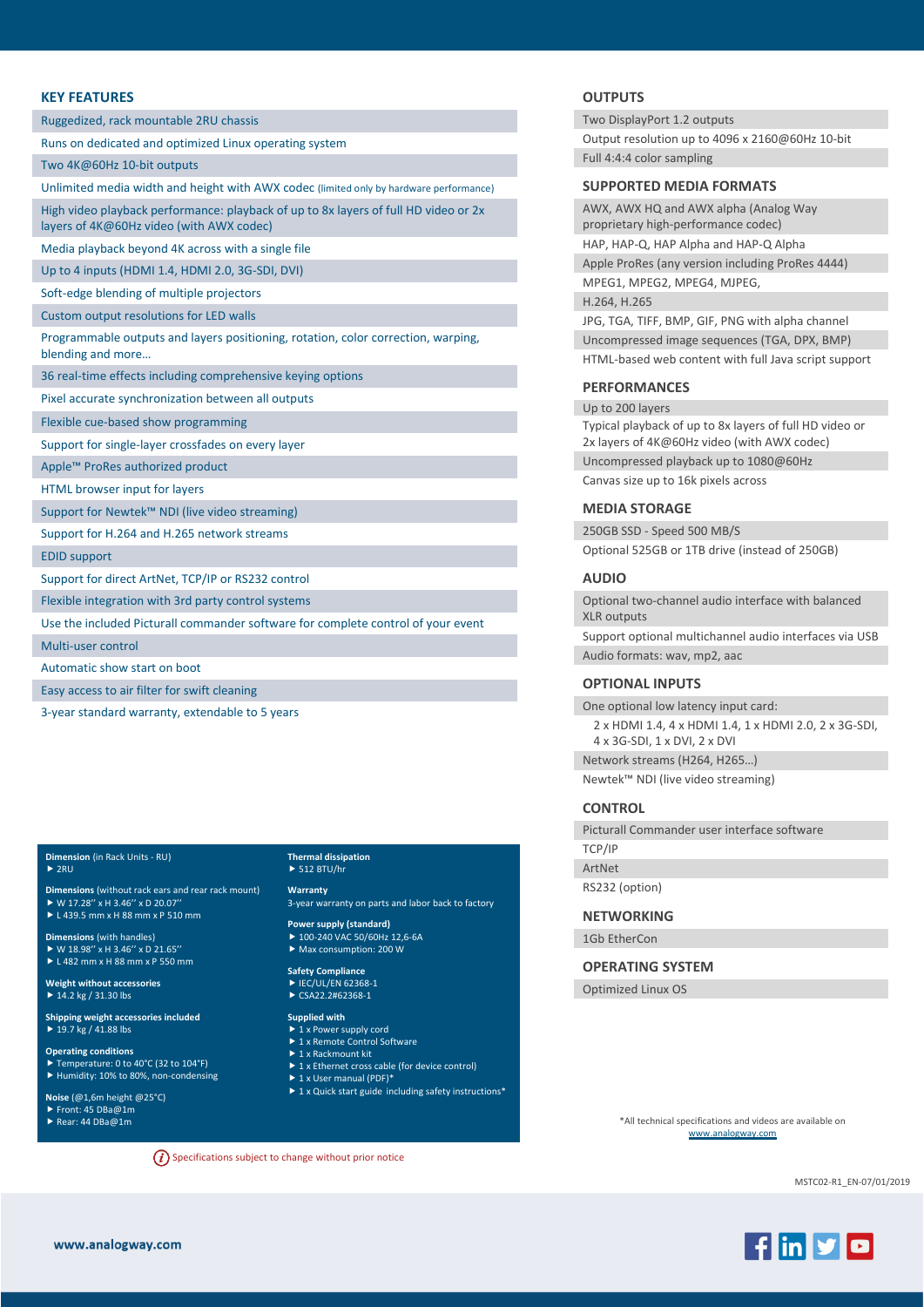## KEY FEATURES

- Ruggedized, rack mountable 2RU chassis
- Runs on dedicated and optimized Linux operating system
- Two 4K@60Hz 10-bit outputs
- Unlimited media width and height with AWX codec (limited only by hardware performance)
- High video playback performance: playback of up to 8x layers of full HD video or 2x layers of 4K@60Hz video (with AWX codec)
- Media playback beyond 4K across with a single file
- Up to 4 inputs (HDMI 1.4, HDMI 2.0, 3G-SDI, DVI)
- Soft-edge blending of multiple projectors
- Custom output resolutions for LED walls
- Programmable outputs and layers positioning, rotation, color correction, warping, blending and more…
- 36 real-time effects including comprehensive keying options
- Pixel accurate synchronization between all outputs
- Flexible cue-based show programming
- Support for single-layer crossfades on every layer
- Apple™ ProRes authorized product
- HTML browser input for layers
- Support for Newtek™ NDI (live video streaming)
- Support for H.264 and H.265 network streams
- EDID support
- Support for direct ArtNet, TCP/IP or RS232 control
- Flexible integration with 3rd party control systems
- Use the included Picturall commander software for complete control of your event
- Multi-user control
- Automatic show start on boot
- Easy access to air filter for swift cleaning
- 3-year standard warranty, extendable to 5 years

**Dimension** (in Rack Units - RU)
- 2RU

**Dimensions** (without rack ears and rear rack mount)
- W 17.28'' x H 3.46'' x D 20.07''
- L 439.5 mm x H 88 mm x P 510 mm

**Dimensions** (with handles)
- W 18.98'' x H 3.46'' x D 21.65''
- L 482 mm x H 88 mm x P 550 mm

**Weight without accessories**
- 14.2 kg / 31.30 lbs

**Shipping weight accessories included**
- 19.7 kg / 41.88 lbs

**Operating conditions**
- Temperature: 0 to 40°C (32 to 104°F)
- Humidity: 10% to 80%, non-condensing

**Noise** (@1,6m height @25°C)
- Front: 45 DBa@1m
- Rear: 44 DBa@1m

**Thermal dissipation**
- 512 BTU/hr

**Warranty**
3-year warranty on parts and labor back to factory

**Power supply (standard)**
- 100-240 VAC 50/60Hz 12,6-6A
- Max consumption: 200 W

**Safety Compliance**
- IEC/UL/EN 62368-1
- CSA22.2#62368-1

**Supplied with**
- 1 x Power supply cord
- 1 x Remote Control Software
- 1 x Rackmount kit
- 1 x Ethernet cross cable (for device control)
- 1 x User manual (PDF)*
- 1 x Quick start guide including safety instructions*

Specifications subject to change without prior notice

## OUTPUTS

- Two DisplayPort 1.2 outputs
- Output resolution up to 4096 x 2160@60Hz 10-bit
- Full 4:4:4 color sampling

## SUPPORTED MEDIA FORMATS

- AWX, AWX HQ and AWX alpha (Analog Way proprietary high-performance codec)
- HAP, HAP-Q, HAP Alpha and HAP-Q Alpha
- Apple ProRes (any version including ProRes 4444)
- MPEG1, MPEG2, MPEG4, MJPEG,
- H.264, H.265
- JPG, TGA, TIFF, BMP, GIF, PNG with alpha channel
- Uncompressed image sequences (TGA, DPX, BMP)
- HTML-based web content with full Java script support

## PERFORMANCES

- Up to 200 layers
- Typical playback of up to 8x layers of full HD video or 2x layers of 4K@60Hz video (with AWX codec)
- Uncompressed playback up to 1080@60Hz
- Canvas size up to 16k pixels across

## MEDIA STORAGE

- 250GB SSD - Speed 500 MB/S
- Optional 525GB or 1TB drive (instead of 250GB)

## AUDIO

- Optional two-channel audio interface with balanced XLR outputs
- Support optional multichannel audio interfaces via USB
- Audio formats: wav, mp2, aac

## OPTIONAL INPUTS

- One optional low latency input card:
  - 2 x HDMI 1.4, 4 x HDMI 1.4, 1 x HDMI 2.0, 2 x 3G-SDI, 4 x 3G-SDI, 1 x DVI, 2 x DVI
- Network streams (H264, H265…)
- Newtek™ NDI (live video streaming)

## CONTROL

- Picturall Commander user interface software
- TCP/IP
- ArtNet
- RS232 (option)

## NETWORKING

- 1Gb EtherCon

## OPERATING SYSTEM

- Optimized Linux OS

*All technical specifications and videos are available on www.analogway.com

MSTC02-R1_EN-07/01/2019

www.analogway.com